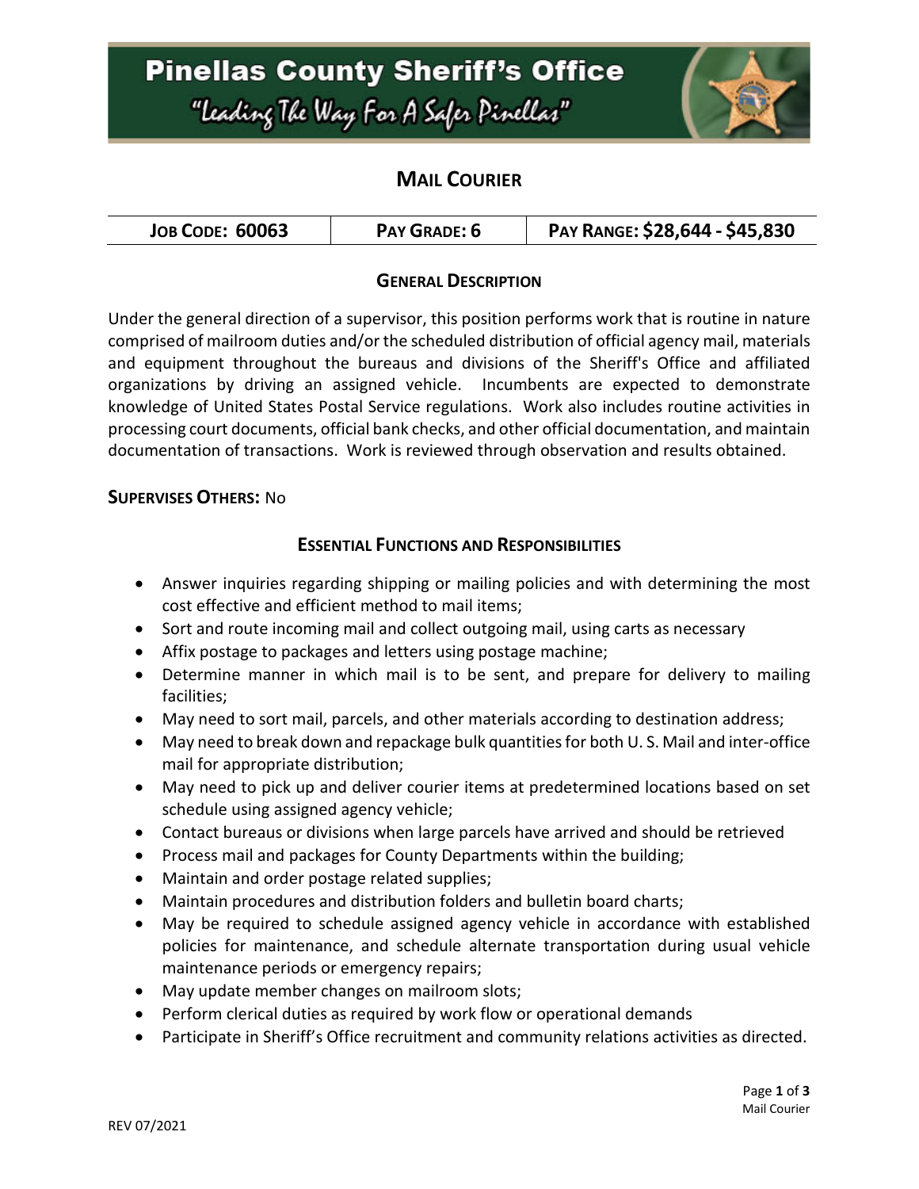# Pinellas County Sheriff's Office

*"Leading The Way For A Safer Pinellas"*

## MAIL COURIER

| JOB CODE: 60063 | PAY GRADE: 6 | PAY RANGE: $28,644 - $45,830 |
|---|---|---|

### GENERAL DESCRIPTION

Under the general direction of a supervisor, this position performs work that is routine in nature comprised of mailroom duties and/or the scheduled distribution of official agency mail, materials and equipment throughout the bureaus and divisions of the Sheriff's Office and affiliated organizations by driving an assigned vehicle. Incumbents are expected to demonstrate knowledge of United States Postal Service regulations. Work also includes routine activities in processing court documents, official bank checks, and other official documentation, and maintain documentation of transactions. Work is reviewed through observation and results obtained.

**SUPERVISES OTHERS:** No

### ESSENTIAL FUNCTIONS AND RESPONSIBILITIES

- Answer inquiries regarding shipping or mailing policies and with determining the most cost effective and efficient method to mail items;
- Sort and route incoming mail and collect outgoing mail, using carts as necessary
- Affix postage to packages and letters using postage machine;
- Determine manner in which mail is to be sent, and prepare for delivery to mailing facilities;
- May need to sort mail, parcels, and other materials according to destination address;
- May need to break down and repackage bulk quantities for both U. S. Mail and inter-office mail for appropriate distribution;
- May need to pick up and deliver courier items at predetermined locations based on set schedule using assigned agency vehicle;
- Contact bureaus or divisions when large parcels have arrived and should be retrieved
- Process mail and packages for County Departments within the building;
- Maintain and order postage related supplies;
- Maintain procedures and distribution folders and bulletin board charts;
- May be required to schedule assigned agency vehicle in accordance with established policies for maintenance, and schedule alternate transportation during usual vehicle maintenance periods or emergency repairs;
- May update member changes on mailroom slots;
- Perform clerical duties as required by work flow or operational demands
- Participate in Sheriff's Office recruitment and community relations activities as directed.

REV 07/2021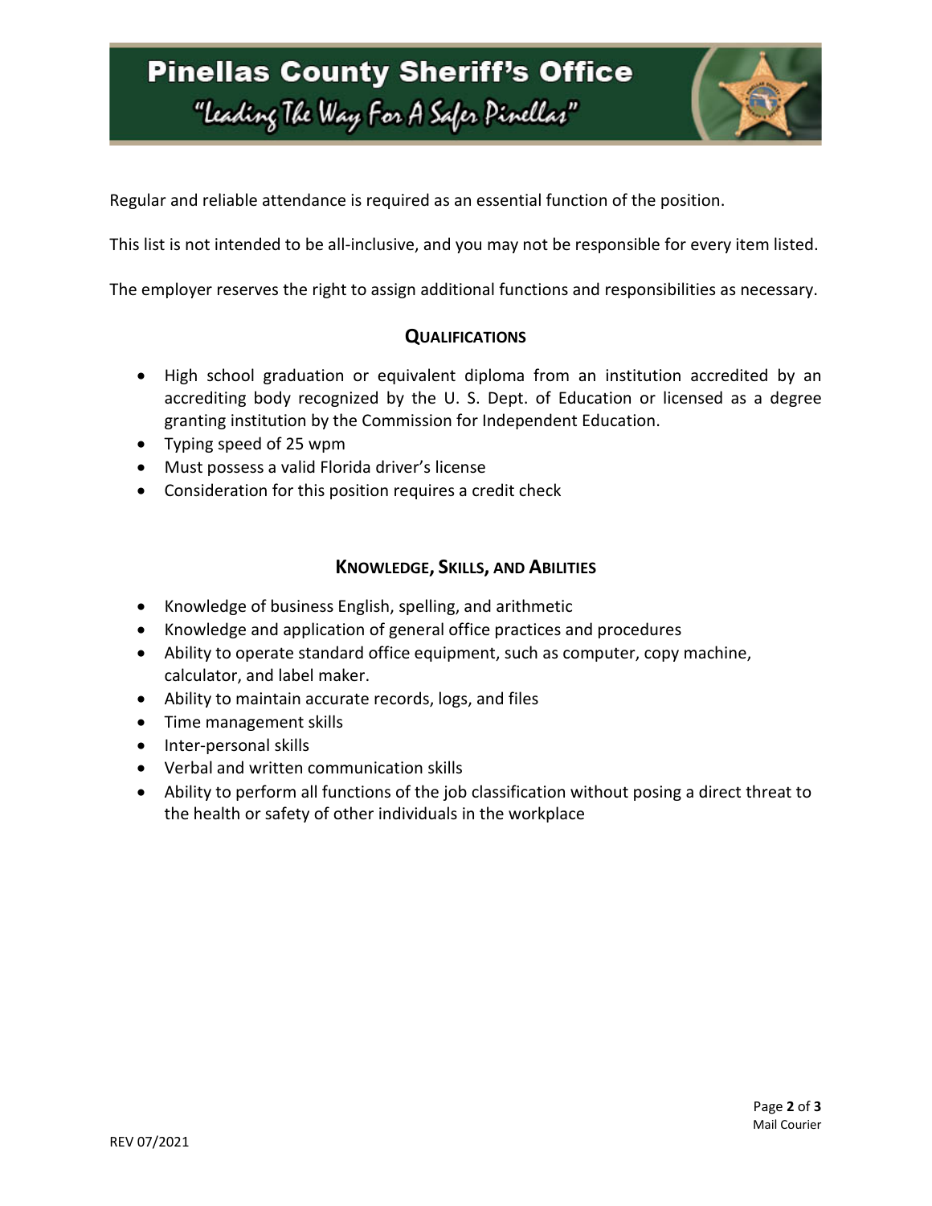Regular and reliable attendance is required as an essential function of the position.

This list is not intended to be all-inclusive, and you may not be responsible for every item listed.

The employer reserves the right to assign additional functions and responsibilities as necessary.

## QUALIFICATIONS

- High school graduation or equivalent diploma from an institution accredited by an accrediting body recognized by the U. S. Dept. of Education or licensed as a degree granting institution by the Commission for Independent Education.
- Typing speed of 25 wpm
- Must possess a valid Florida driver's license
- Consideration for this position requires a credit check

## KNOWLEDGE, SKILLS, AND ABILITIES

- Knowledge of business English, spelling, and arithmetic
- Knowledge and application of general office practices and procedures
- Ability to operate standard office equipment, such as computer, copy machine, calculator, and label maker.
- Ability to maintain accurate records, logs, and files
- Time management skills
- Inter-personal skills
- Verbal and written communication skills
- Ability to perform all functions of the job classification without posing a direct threat to the health or safety of other individuals in the workplace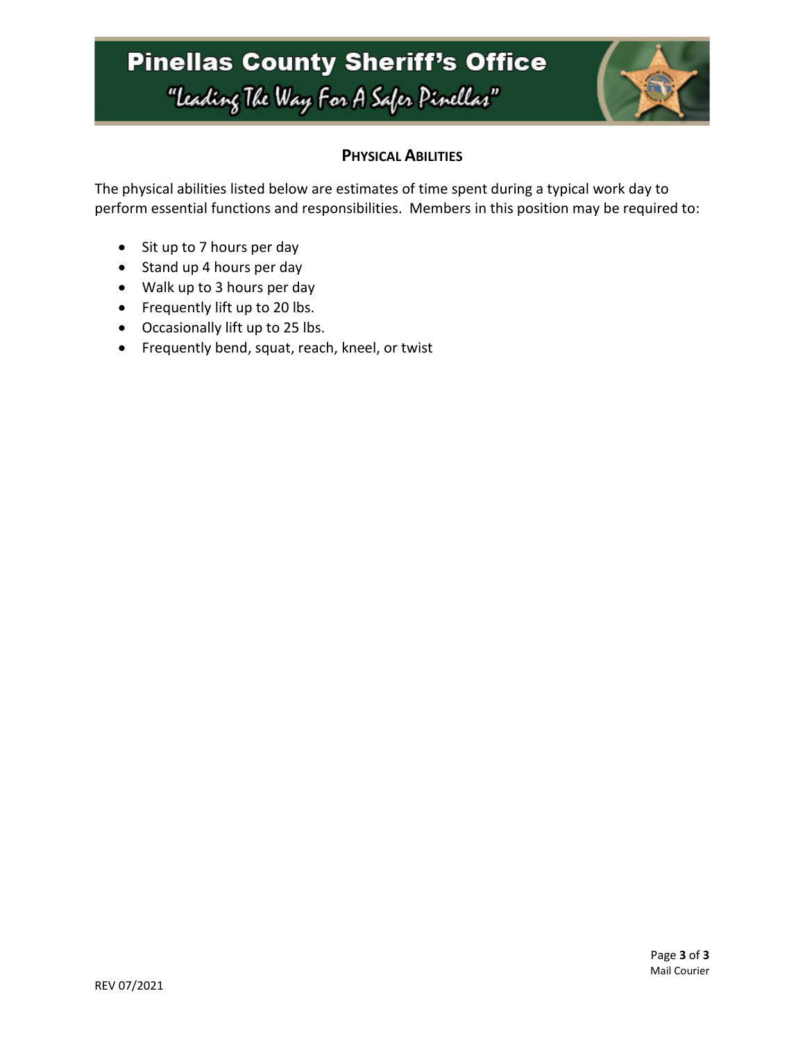## Physical Abilities

The physical abilities listed below are estimates of time spent during a typical work day to perform essential functions and responsibilities. Members in this position may be required to:

- Sit up to 7 hours per day
- Stand up 4 hours per day
- Walk up to 3 hours per day
- Frequently lift up to 20 lbs.
- Occasionally lift up to 25 lbs.
- Frequently bend, squat, reach, kneel, or twist